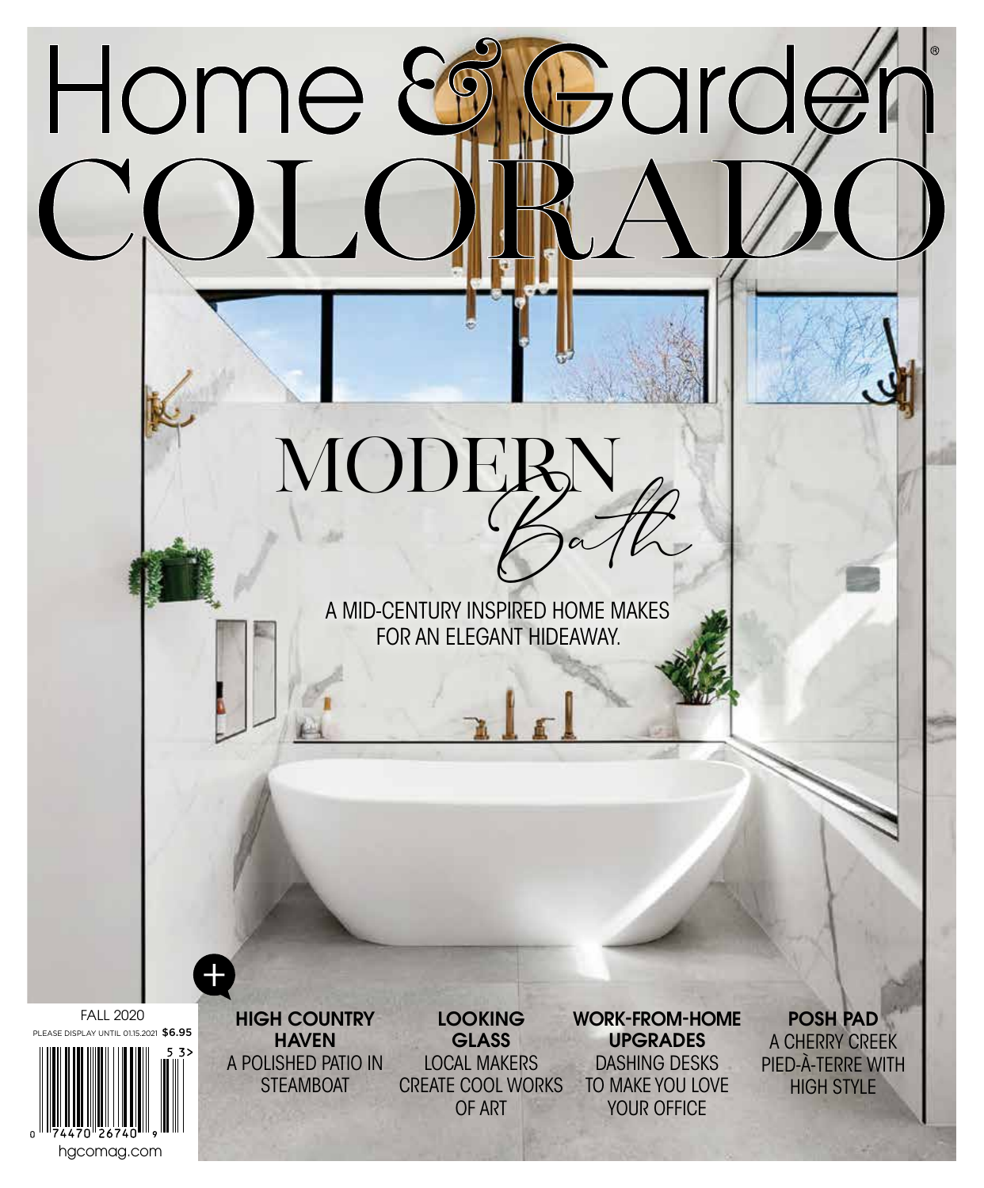# Home & Garden COLORADO®

## MODERN *Bath*

A MID-CENTURY INSPIRED HOME MAKES FOR AN ELEGANT HIDEAWAY.

+

FALL 2020

PLEASE DISPLAY UNTIL 01.15.2021 $6.95

**HIGH COUNTRY HAVEN**
A POLISHED PATIO IN STEAMBOAT

**LOOKING GLASS**
LOCAL MAKERS CREATE COOL WORKS OF ART

**WORK-FROM-HOME UPGRADES**
DASHING DESKS TO MAKE YOU LOVE YOUR OFFICE

**POSH PAD**
A CHERRY CREEK PIED-À-TERRE WITH HIGH STYLE

0 74470 26740 9

hgcomag.com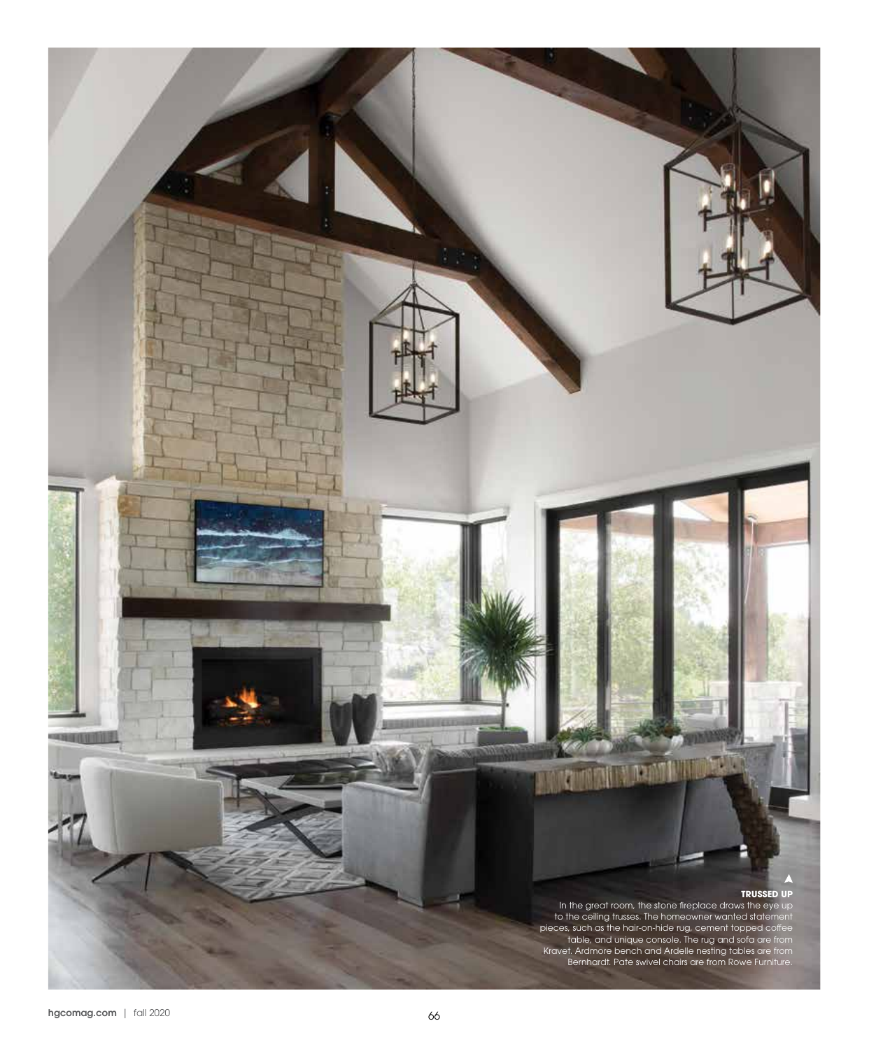**TRUSSED UP**

In the great room, the stone fireplace draws the eye up to the ceiling trusses. The homeowner wanted statement pieces, such as the hair-on-hide rug, cement topped coffee table, and unique console. The rug and sofa are from Kravet. Ardmore bench and Ardelle nesting tables are from Bernhardt. Pate swivel chairs are from Rowe Furniture.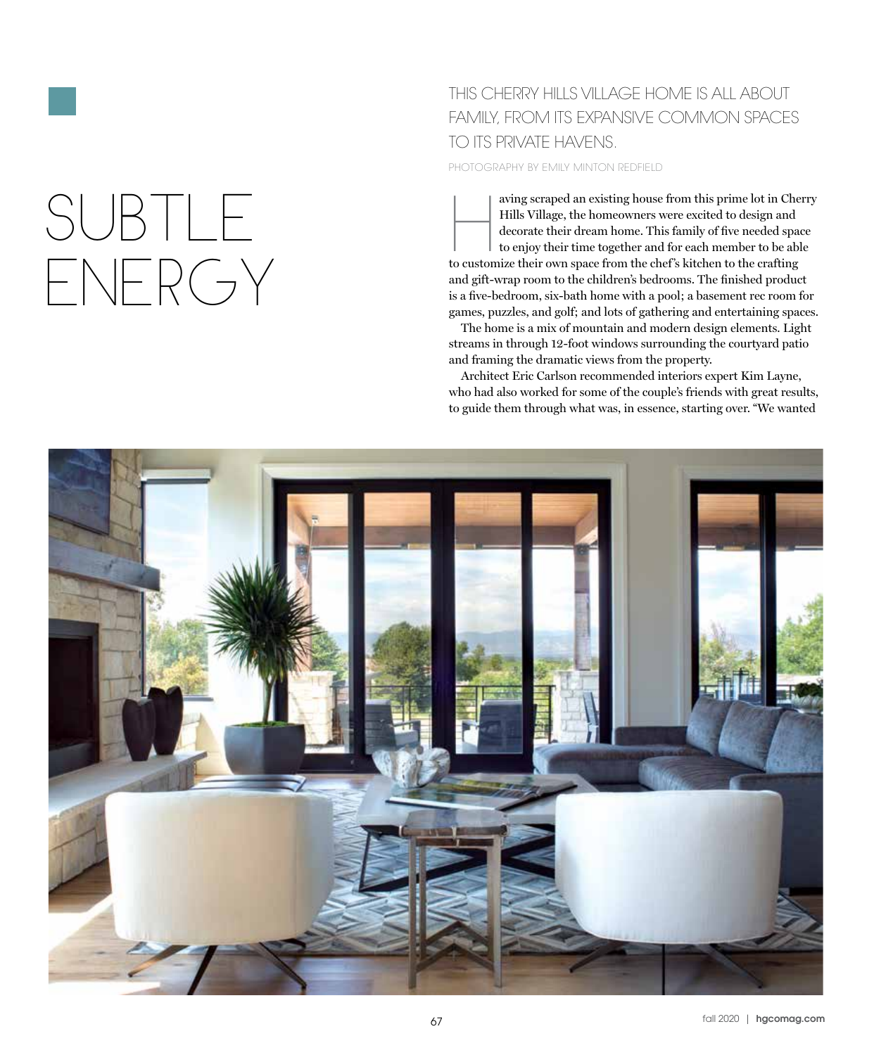# SUBTLE ENERGY

THIS CHERRY HILLS VILLAGE HOME IS ALL ABOUT FAMILY, FROM ITS EXPANSIVE COMMON SPACES TO ITS PRIVATE HAVENS.

PHOTOGRAPHY BY EMILY MINTON REDFIELD

Having scraped an existing house from this prime lot in Cherry Hills Village, the homeowners were excited to design and decorate their dream home. This family of five needed space to enjoy their time together and for each member to be able to customize their own space from the chef's kitchen to the crafting and gift-wrap room to the children's bedrooms. The finished product is a five-bedroom, six-bath home with a pool; a basement rec room for games, puzzles, and golf; and lots of gathering and entertaining spaces.

The home is a mix of mountain and modern design elements. Light streams in through 12-foot windows surrounding the courtyard patio and framing the dramatic views from the property.

Architect Eric Carlson recommended interiors expert Kim Layne, who had also worked for some of the couple's friends with great results, to guide them through what was, in essence, starting over. "We wanted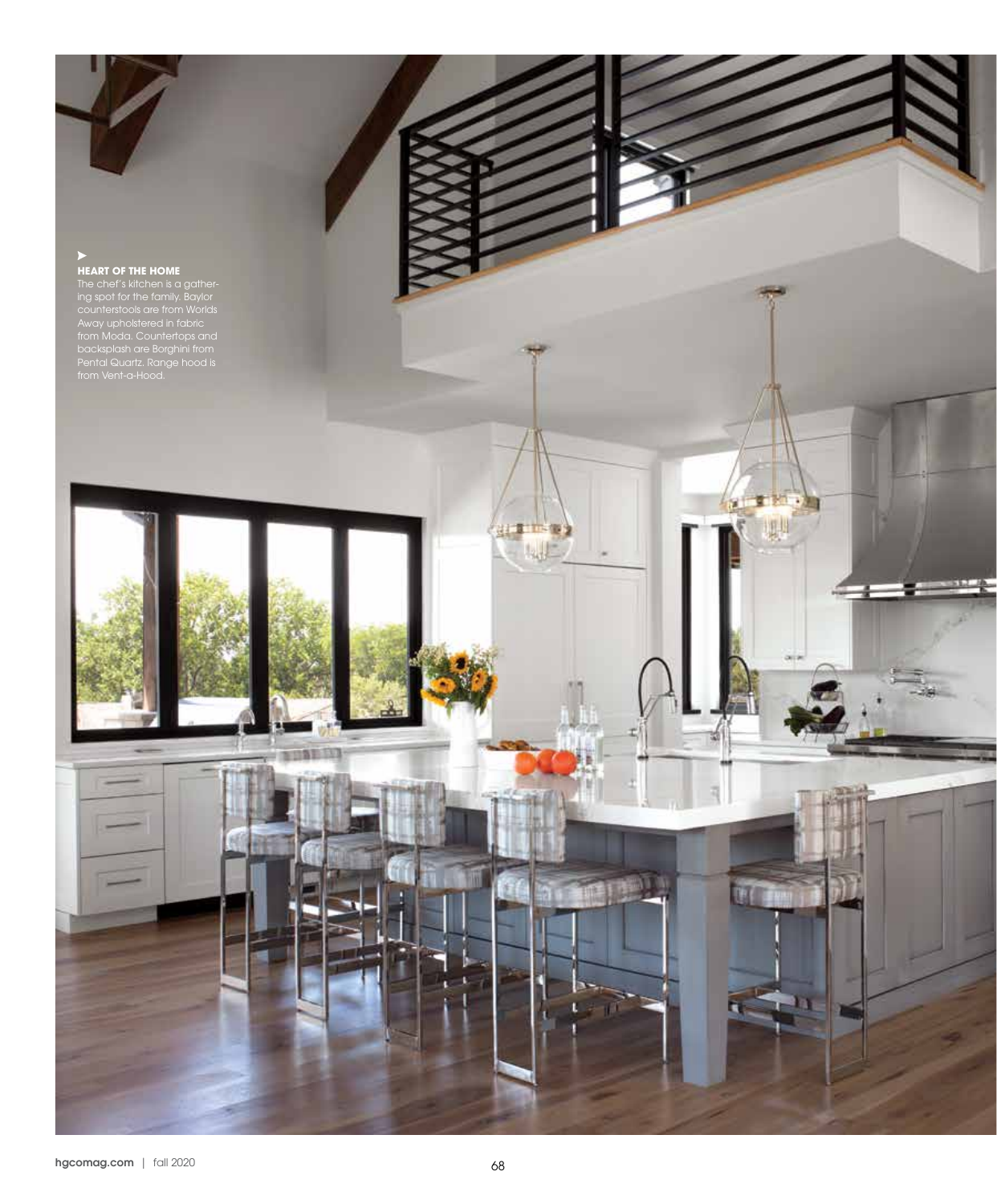**HEART OF THE HOME**

The chef's kitchen is a gathering spot for the family. Baylor counterstools are from Worlds Away upholstered in fabric from Moda. Countertops and backsplash are Borghini from Pental Quartz. Range hood is from Vent-a-Hood.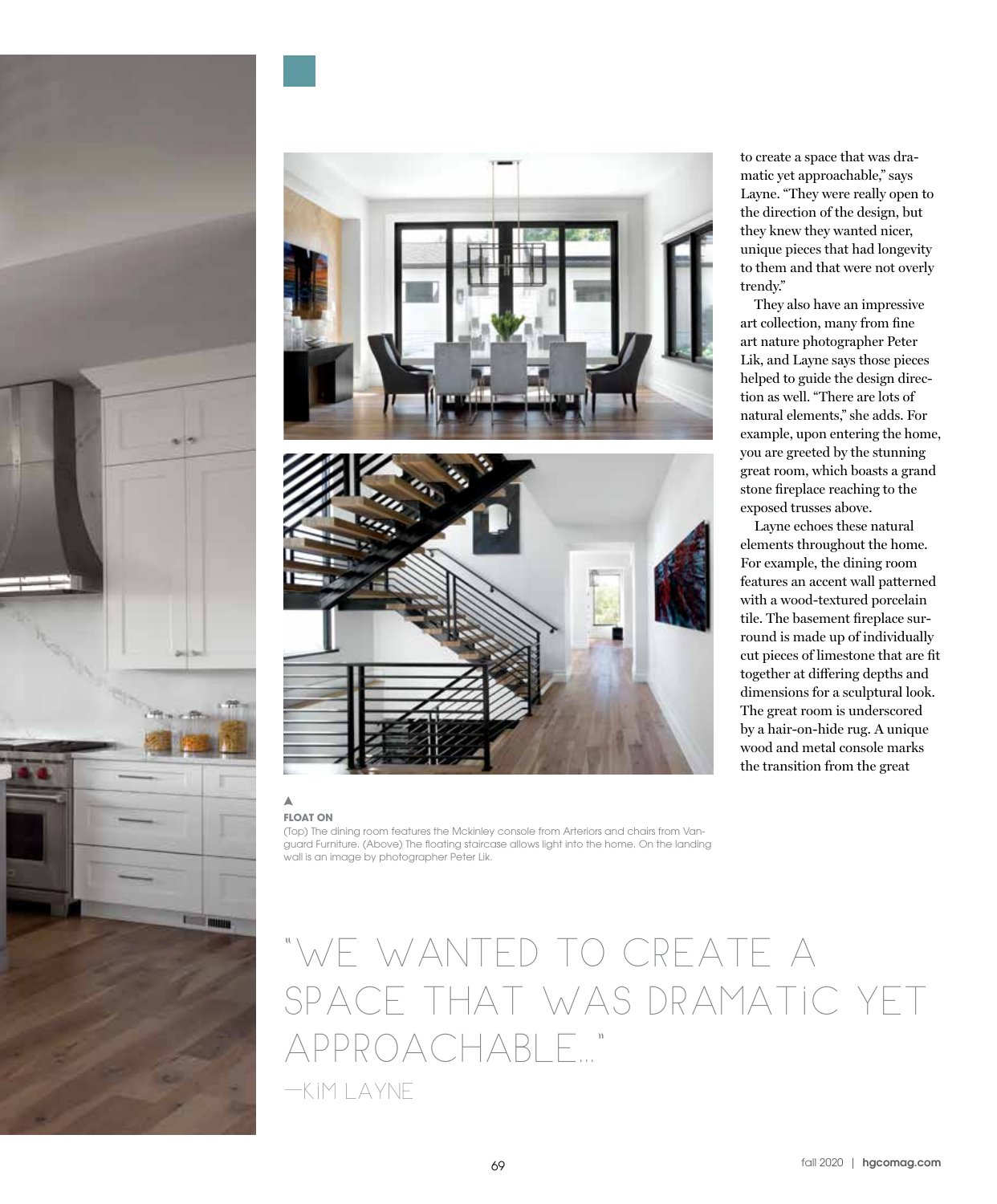to create a space that was dramatic yet approachable," says Layne. "They were really open to the direction of the design, but they knew they wanted nicer, unique pieces that had longevity to them and that were not overly trendy."

They also have an impressive art collection, many from fine art nature photographer Peter Lik, and Layne says those pieces helped to guide the design direction as well. "There are lots of natural elements," she adds. For example, upon entering the home, you are greeted by the stunning great room, which boasts a grand stone fireplace reaching to the exposed trusses above.

Layne echoes these natural elements throughout the home. For example, the dining room features an accent wall patterned with a wood-textured porcelain tile. The basement fireplace surround is made up of individually cut pieces of limestone that are fit together at differing depths and dimensions for a sculptural look. The great room is underscored by a hair-on-hide rug. A unique wood and metal console marks the transition from the great

▲
**FLOAT ON**
(Top) The dining room features the Mckinley console from Arteriors and chairs from Vanguard Furniture. (Above) The floating staircase allows light into the home. On the landing wall is an image by photographer Peter Lik.

"WE WANTED TO CREATE A SPACE THAT WAS DRAMATIC YET APPROACHABLE..."
—KIM LAYNE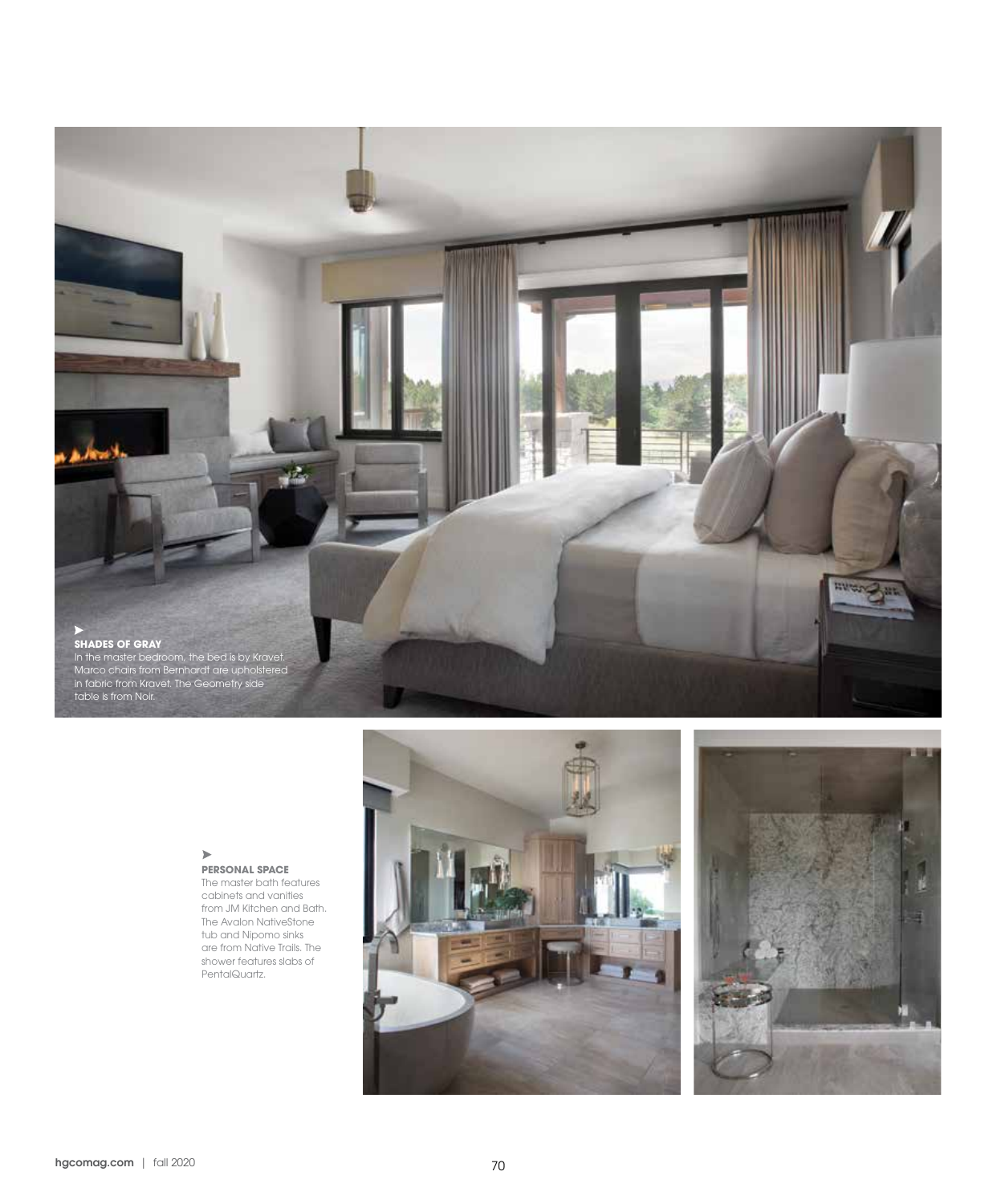**SHADES OF GRAY**
In the master bedroom, the bed is by Kravet. Marco chairs from Bernhardt are upholstered in fabric from Kravet. The Geometry side table is from Noir.

**PERSONAL SPACE**
The master bath features cabinets and vanities from JM Kitchen and Bath. The Avalon NativeStone tub and Nipomo sinks are from Native Trails. The shower features slabs of PentalQuartz.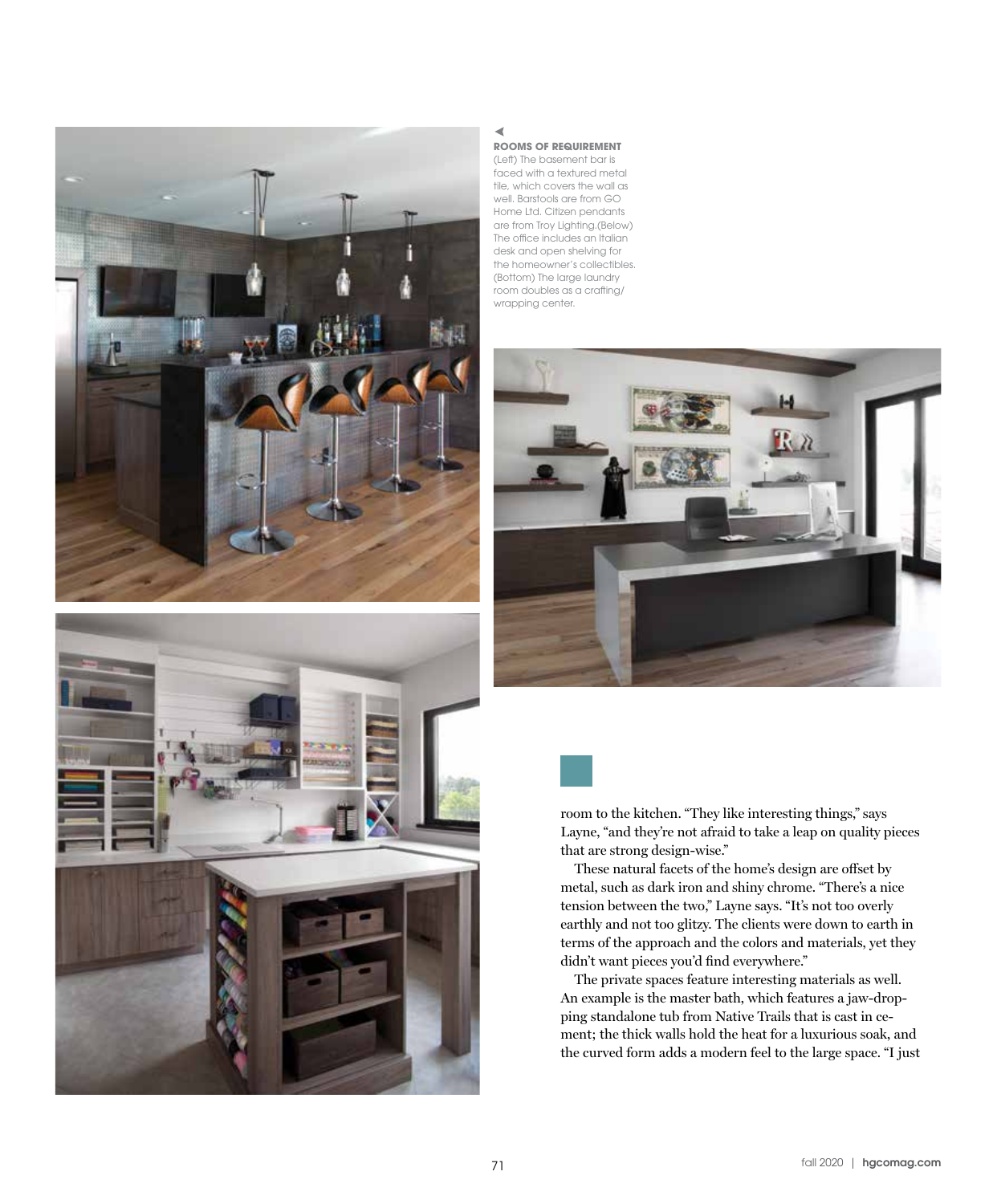**ROOMS OF REQUIREMENT**
(Left) The basement bar is faced with a textured metal tile, which covers the wall as well. Barstools are from GO Home Ltd. Citizen pendants are from Troy Lighting.(Below) The office includes an Italian desk and open shelving for the homeowner's collectibles. (Bottom) The large laundry room doubles as a crafting/ wrapping center.

room to the kitchen. "They like interesting things," says Layne, "and they're not afraid to take a leap on quality pieces that are strong design-wise."

These natural facets of the home's design are offset by metal, such as dark iron and shiny chrome. "There's a nice tension between the two," Layne says. "It's not too overly earthly and not too glitzy. The clients were down to earth in terms of the approach and the colors and materials, yet they didn't want pieces you'd find everywhere."

The private spaces feature interesting materials as well. An example is the master bath, which features a jaw-dropping standalone tub from Native Trails that is cast in cement; the thick walls hold the heat for a luxurious soak, and the curved form adds a modern feel to the large space. "I just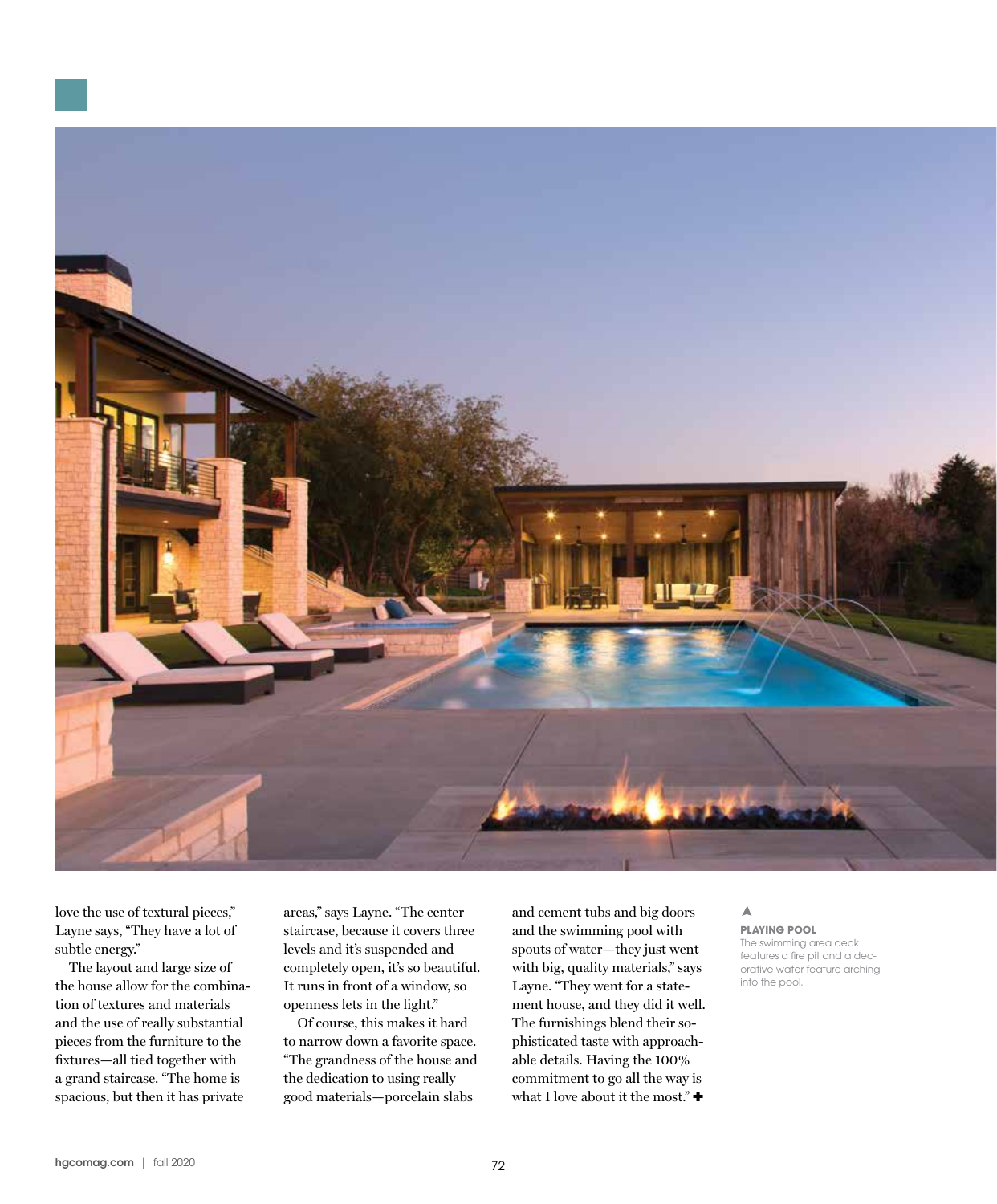love the use of textural pieces," Layne says, "They have a lot of subtle energy."

The layout and large size of the house allow for the combination of textures and materials and the use of really substantial pieces from the furniture to the fixtures—all tied together with a grand staircase. "The home is spacious, but then it has private areas," says Layne. "The center staircase, because it covers three levels and it's suspended and completely open, it's so beautiful. It runs in front of a window, so openness lets in the light."

Of course, this makes it hard to narrow down a favorite space. "The grandness of the house and the dedication to using really good materials—porcelain slabs and cement tubs and big doors and the swimming pool with spouts of water—they just went with big, quality materials," says Layne. "They went for a statement house, and they did it well. The furnishings blend their sophisticated taste with approachable details. Having the 100% commitment to go all the way is what I love about it the most." ✚

▲

**PLAYING POOL**
The swimming area deck features a fire pit and a decorative water feature arching into the pool.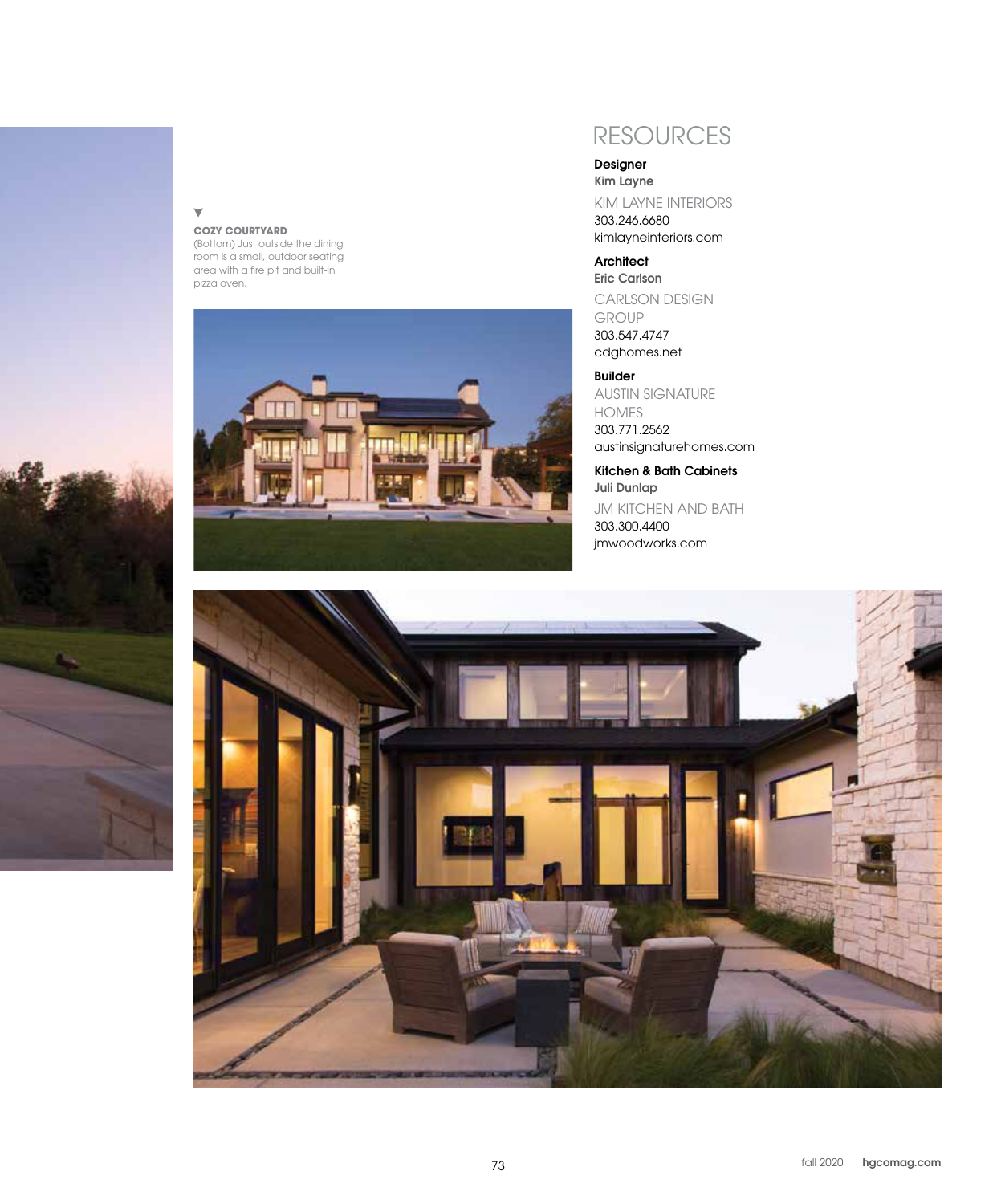▼

**COZY COURTYARD**
(Bottom) Just outside the dining room is a small, outdoor seating area with a fire pit and built-in pizza oven.

## RESOURCES

**Designer**
**Kim Layne**
KIM LAYNE INTERIORS
303.246.6680
kimlayneinteriors.com

**Architect**
**Eric Carlson**
CARLSON DESIGN GROUP
303.547.4747
cdghomes.net

**Builder**
AUSTIN SIGNATURE HOMES
303.771.2562
austinsignaturehomes.com

**Kitchen & Bath Cabinets**
**Juli Dunlap**
JM KITCHEN AND BATH
303.300.4400
jmwoodworks.com